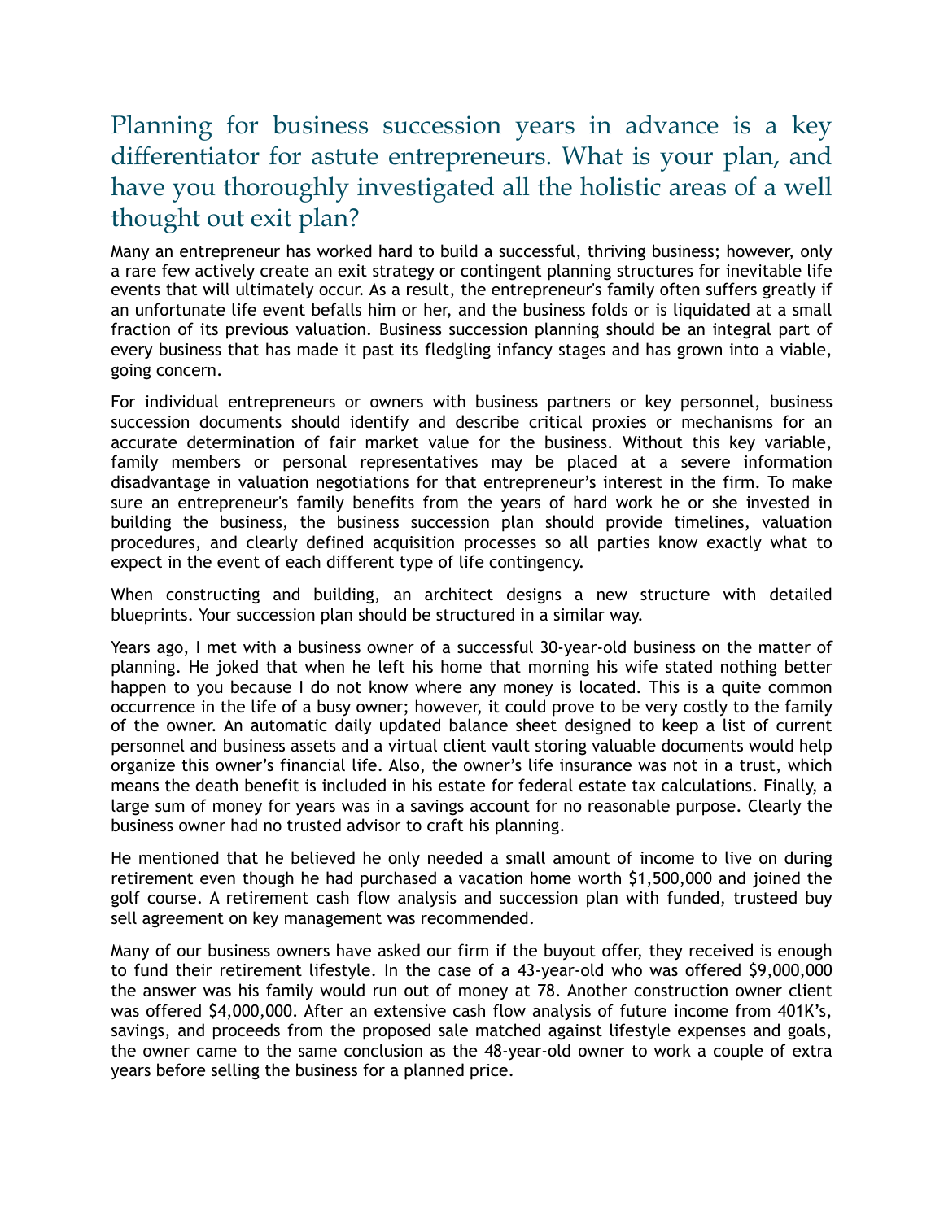# Planning for business succession years in advance is a key differentiator for astute entrepreneurs. What is your plan, and have you thoroughly investigated all the holistic areas of a well thought out exit plan?

Many an entrepreneur has worked hard to build a successful, thriving business; however, only a rare few actively create an exit strategy or contingent planning structures for inevitable life events that will ultimately occur. As a result, the entrepreneur's family often suffers greatly if an unfortunate life event befalls him or her, and the business folds or is liquidated at a small fraction of its previous valuation. Business succession planning should be an integral part of every business that has made it past its fledgling infancy stages and has grown into a viable, going concern.

For individual entrepreneurs or owners with business partners or key personnel, business succession documents should identify and describe critical proxies or mechanisms for an accurate determination of fair market value for the business. Without this key variable, family members or personal representatives may be placed at a severe information disadvantage in valuation negotiations for that entrepreneur's interest in the firm. To make sure an entrepreneur's family benefits from the years of hard work he or she invested in building the business, the business succession plan should provide timelines, valuation procedures, and clearly defined acquisition processes so all parties know exactly what to expect in the event of each different type of life contingency.

When constructing and building, an architect designs a new structure with detailed blueprints. Your succession plan should be structured in a similar way.

Years ago, I met with a business owner of a successful 30-year-old business on the matter of planning. He joked that when he left his home that morning his wife stated nothing better happen to you because I do not know where any money is located. This is a quite common occurrence in the life of a busy owner; however, it could prove to be very costly to the family of the owner. An automatic daily updated balance sheet designed to keep a list of current personnel and business assets and a virtual client vault storing valuable documents would help organize this owner's financial life. Also, the owner's life insurance was not in a trust, which means the death benefit is included in his estate for federal estate tax calculations. Finally, a large sum of money for years was in a savings account for no reasonable purpose. Clearly the business owner had no trusted advisor to craft his planning.

He mentioned that he believed he only needed a small amount of income to live on during retirement even though he had purchased a vacation home worth $1,500,000 and joined the golf course. A retirement cash flow analysis and succession plan with funded, trusteed buy sell agreement on key management was recommended.

Many of our business owners have asked our firm if the buyout offer, they received is enough to fund their retirement lifestyle. In the case of a 43-year-old who was offered $9,000,000 the answer was his family would run out of money at 78. Another construction owner client was offered $4,000,000. After an extensive cash flow analysis of future income from 401K's, savings, and proceeds from the proposed sale matched against lifestyle expenses and goals, the owner came to the same conclusion as the 48-year-old owner to work a couple of extra years before selling the business for a planned price.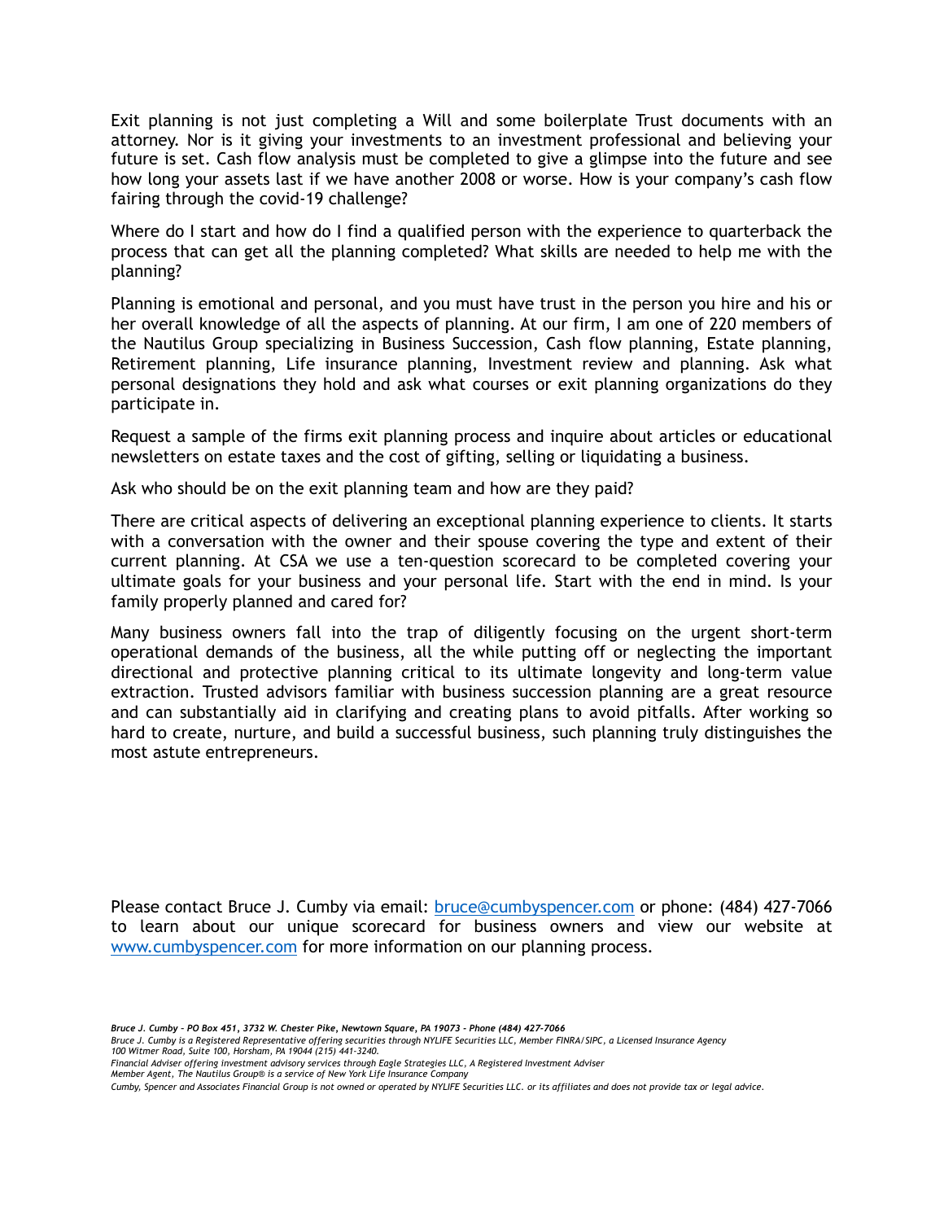Exit planning is not just completing a Will and some boilerplate Trust documents with an attorney. Nor is it giving your investments to an investment professional and believing your future is set. Cash flow analysis must be completed to give a glimpse into the future and see how long your assets last if we have another 2008 or worse. How is your company's cash flow fairing through the covid-19 challenge?

Where do I start and how do I find a qualified person with the experience to quarterback the process that can get all the planning completed? What skills are needed to help me with the planning?

Planning is emotional and personal, and you must have trust in the person you hire and his or her overall knowledge of all the aspects of planning. At our firm, I am one of 220 members of the Nautilus Group specializing in Business Succession, Cash flow planning, Estate planning, Retirement planning, Life insurance planning, Investment review and planning. Ask what personal designations they hold and ask what courses or exit planning organizations do they participate in.

Request a sample of the firms exit planning process and inquire about articles or educational newsletters on estate taxes and the cost of gifting, selling or liquidating a business.

Ask who should be on the exit planning team and how are they paid?

There are critical aspects of delivering an exceptional planning experience to clients. It starts with a conversation with the owner and their spouse covering the type and extent of their current planning. At CSA we use a ten-question scorecard to be completed covering your ultimate goals for your business and your personal life. Start with the end in mind. Is your family properly planned and cared for?

Many business owners fall into the trap of diligently focusing on the urgent short-term operational demands of the business, all the while putting off or neglecting the important directional and protective planning critical to its ultimate longevity and long-term value extraction. Trusted advisors familiar with business succession planning are a great resource and can substantially aid in clarifying and creating plans to avoid pitfalls. After working so hard to create, nurture, and build a successful business, such planning truly distinguishes the most astute entrepreneurs.

Please contact Bruce J. Cumby via email: [bruce@cumbyspencer.com](mailto:bruce@cumbyspencer.com) or phone: (484) 427-7066 to learn about our unique scorecard for business owners and view our website at [www.cumbyspencer.com](http://www.cumbyspencer.com) for more information on our planning process.

***Bruce J. Cumby - PO Box 451, 3732 W. Chester Pike, Newtown Square, PA 19073 - Phone (484) 427-7066***
*Bruce J. Cumby is a Registered Representative offering securities through NYLIFE Securities LLC, Member FINRA/SIPC, a Licensed Insurance Agency*
*100 Witmer Road, Suite 100, Horsham, PA 19044 (215) 441-3240.*
*Financial Adviser offering investment advisory services through Eagle Strategies LLC, A Registered Investment Adviser*
*Member Agent, The Nautilus Group® is a service of New York Life Insurance Company*
*Cumby, Spencer and Associates Financial Group is not owned or operated by NYLIFE Securities LLC. or its affiliates and does not provide tax or legal advice.*